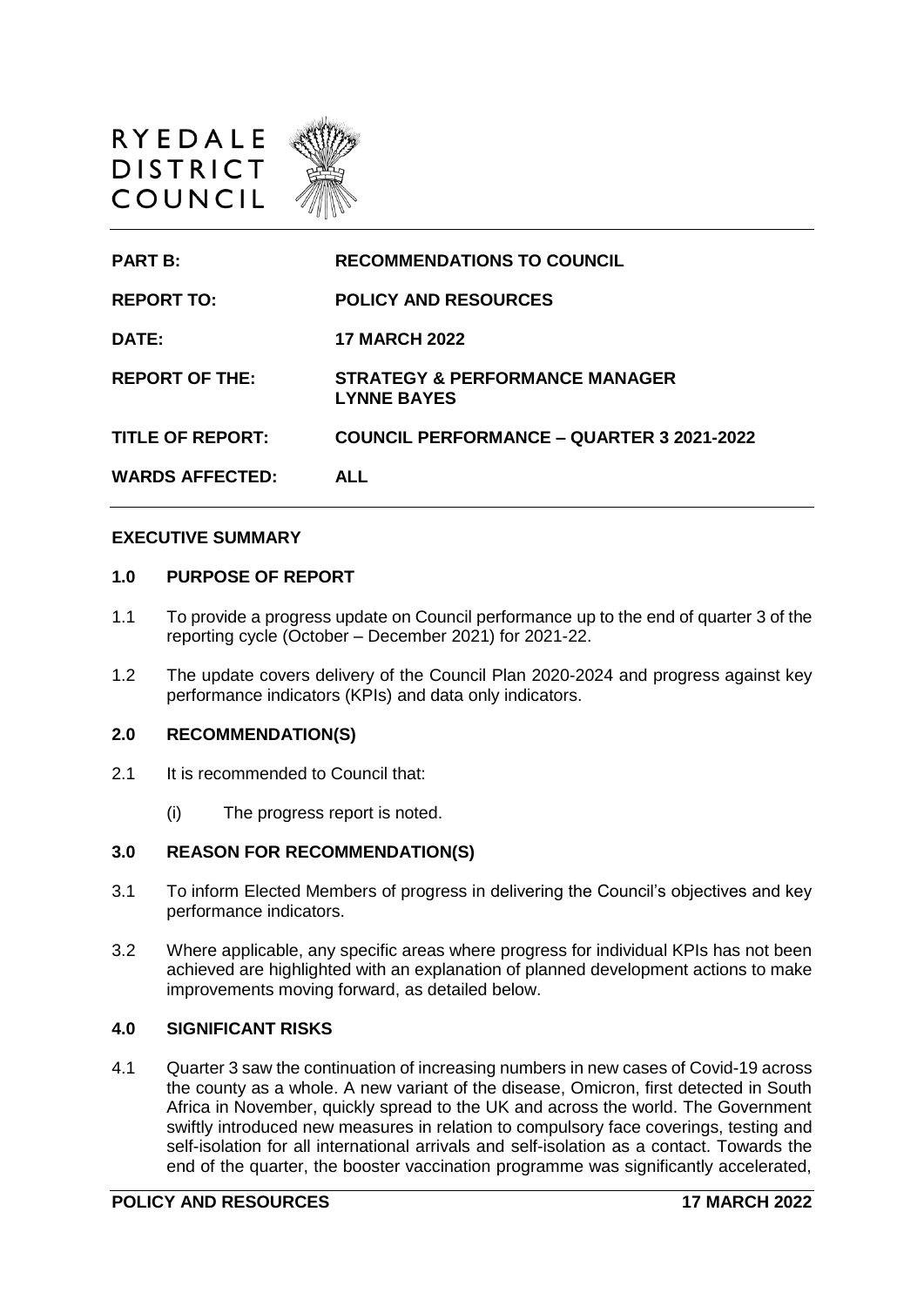RYEDALE
DISTRICT
COUNCIL

| | |
|---|---|
| **PART B:** | **RECOMMENDATIONS TO COUNCIL** |
| **REPORT TO:** | **POLICY AND RESOURCES** |
| **DATE:** | **17 MARCH 2022** |
| **REPORT OF THE:** | **STRATEGY & PERFORMANCE MANAGER LYNNE BAYES** |
| **TITLE OF REPORT:** | **COUNCIL PERFORMANCE – QUARTER 3 2021-2022** |
| **WARDS AFFECTED:** | **ALL** |

## EXECUTIVE SUMMARY

### 1.0 PURPOSE OF REPORT

1.1 To provide a progress update on Council performance up to the end of quarter 3 of the reporting cycle (October – December 2021) for 2021-22.

1.2 The update covers delivery of the Council Plan 2020-2024 and progress against key performance indicators (KPIs) and data only indicators.

### 2.0 RECOMMENDATION(S)

2.1 It is recommended to Council that:

(i) The progress report is noted.

### 3.0 REASON FOR RECOMMENDATION(S)

3.1 To inform Elected Members of progress in delivering the Council's objectives and key performance indicators.

3.2 Where applicable, any specific areas where progress for individual KPIs has not been achieved are highlighted with an explanation of planned development actions to make improvements moving forward, as detailed below.

### 4.0 SIGNIFICANT RISKS

4.1 Quarter 3 saw the continuation of increasing numbers in new cases of Covid-19 across the county as a whole. A new variant of the disease, Omicron, first detected in South Africa in November, quickly spread to the UK and across the world. The Government swiftly introduced new measures in relation to compulsory face coverings, testing and self-isolation for all international arrivals and self-isolation as a contact. Towards the end of the quarter, the booster vaccination programme was significantly accelerated,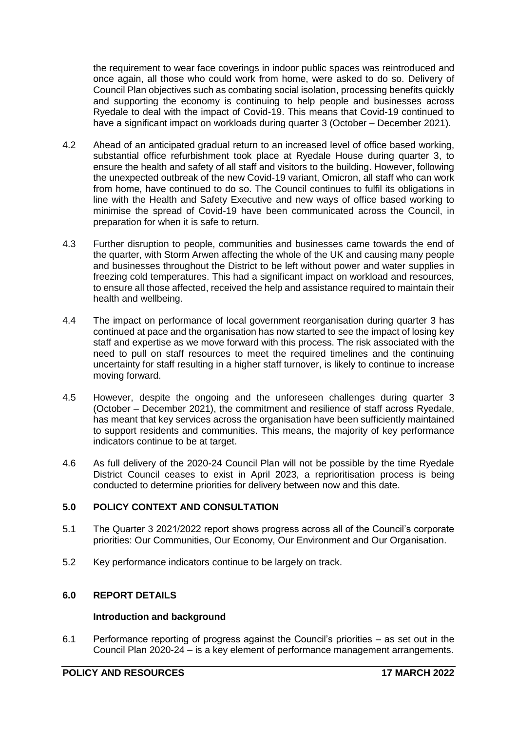the requirement to wear face coverings in indoor public spaces was reintroduced and once again, all those who could work from home, were asked to do so. Delivery of Council Plan objectives such as combating social isolation, processing benefits quickly and supporting the economy is continuing to help people and businesses across Ryedale to deal with the impact of Covid-19. This means that Covid-19 continued to have a significant impact on workloads during quarter 3 (October – December 2021).

4.2 Ahead of an anticipated gradual return to an increased level of office based working, substantial office refurbishment took place at Ryedale House during quarter 3, to ensure the health and safety of all staff and visitors to the building. However, following the unexpected outbreak of the new Covid-19 variant, Omicron, all staff who can work from home, have continued to do so. The Council continues to fulfil its obligations in line with the Health and Safety Executive and new ways of office based working to minimise the spread of Covid-19 have been communicated across the Council, in preparation for when it is safe to return.

4.3 Further disruption to people, communities and businesses came towards the end of the quarter, with Storm Arwen affecting the whole of the UK and causing many people and businesses throughout the District to be left without power and water supplies in freezing cold temperatures. This had a significant impact on workload and resources, to ensure all those affected, received the help and assistance required to maintain their health and wellbeing.

4.4 The impact on performance of local government reorganisation during quarter 3 has continued at pace and the organisation has now started to see the impact of losing key staff and expertise as we move forward with this process. The risk associated with the need to pull on staff resources to meet the required timelines and the continuing uncertainty for staff resulting in a higher staff turnover, is likely to continue to increase moving forward.

4.5 However, despite the ongoing and the unforeseen challenges during quarter 3 (October – December 2021), the commitment and resilience of staff across Ryedale, has meant that key services across the organisation have been sufficiently maintained to support residents and communities. This means, the majority of key performance indicators continue to be at target.

4.6 As full delivery of the 2020-24 Council Plan will not be possible by the time Ryedale District Council ceases to exist in April 2023, a reprioritisation process is being conducted to determine priorities for delivery between now and this date.

## 5.0 POLICY CONTEXT AND CONSULTATION

5.1 The Quarter 3 2021/2022 report shows progress across all of the Council's corporate priorities: Our Communities, Our Economy, Our Environment and Our Organisation.

5.2 Key performance indicators continue to be largely on track.

## 6.0 REPORT DETAILS

### Introduction and background

6.1 Performance reporting of progress against the Council's priorities – as set out in the Council Plan 2020-24 – is a key element of performance management arrangements.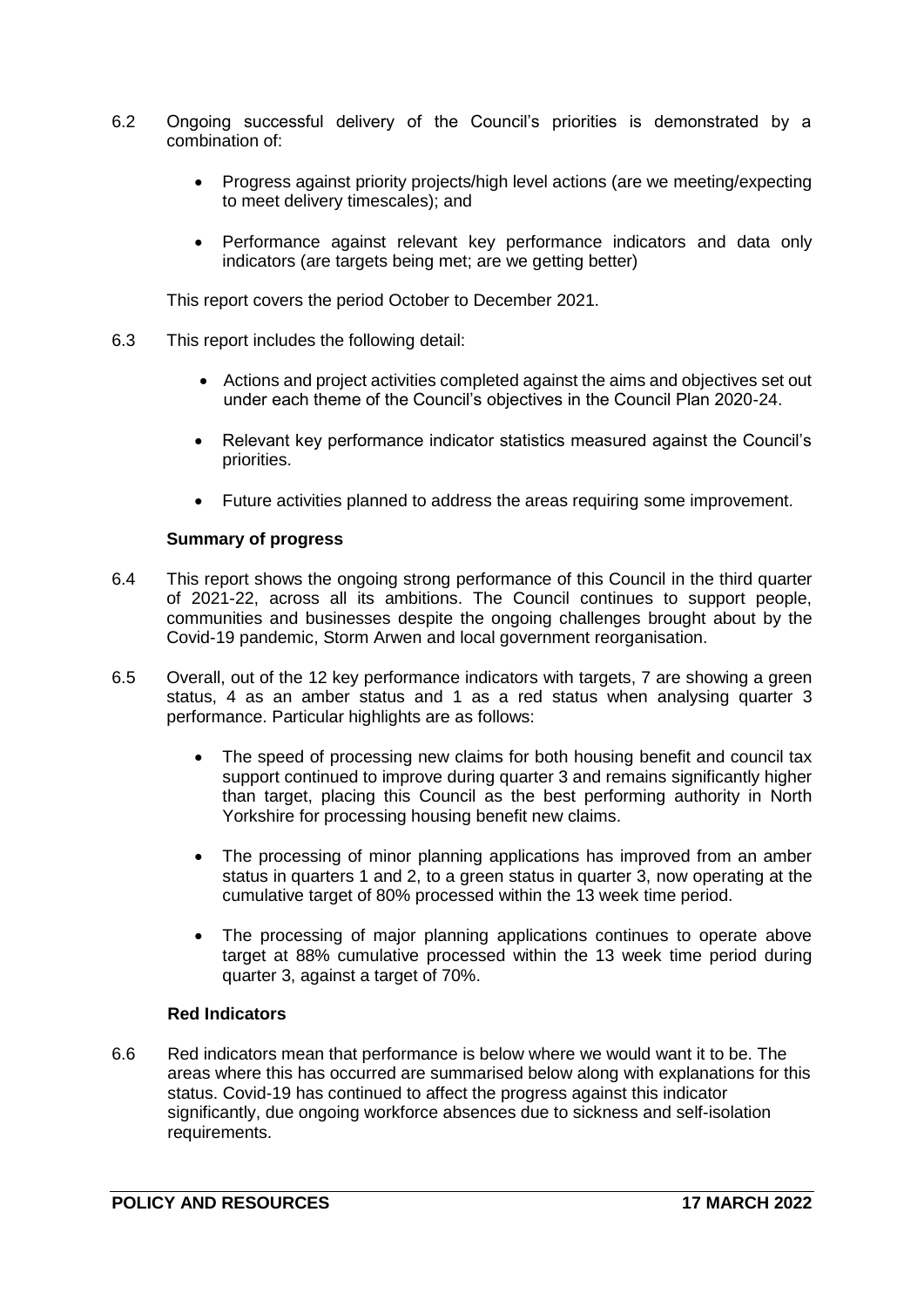6.2 Ongoing successful delivery of the Council's priorities is demonstrated by a combination of:

- Progress against priority projects/high level actions (are we meeting/expecting to meet delivery timescales); and
- Performance against relevant key performance indicators and data only indicators (are targets being met; are we getting better)

This report covers the period October to December 2021.

6.3 This report includes the following detail:

- Actions and project activities completed against the aims and objectives set out under each theme of the Council's objectives in the Council Plan 2020-24.
- Relevant key performance indicator statistics measured against the Council's priorities.
- Future activities planned to address the areas requiring some improvement.

**Summary of progress**

6.4 This report shows the ongoing strong performance of this Council in the third quarter of 2021-22, across all its ambitions. The Council continues to support people, communities and businesses despite the ongoing challenges brought about by the Covid-19 pandemic, Storm Arwen and local government reorganisation.

6.5 Overall, out of the 12 key performance indicators with targets, 7 are showing a green status, 4 as an amber status and 1 as a red status when analysing quarter 3 performance. Particular highlights are as follows:

- The speed of processing new claims for both housing benefit and council tax support continued to improve during quarter 3 and remains significantly higher than target, placing this Council as the best performing authority in North Yorkshire for processing housing benefit new claims.
- The processing of minor planning applications has improved from an amber status in quarters 1 and 2, to a green status in quarter 3, now operating at the cumulative target of 80% processed within the 13 week time period.
- The processing of major planning applications continues to operate above target at 88% cumulative processed within the 13 week time period during quarter 3, against a target of 70%.

**Red Indicators**

6.6 Red indicators mean that performance is below where we would want it to be. The areas where this has occurred are summarised below along with explanations for this status. Covid-19 has continued to affect the progress against this indicator significantly, due ongoing workforce absences due to sickness and self-isolation requirements.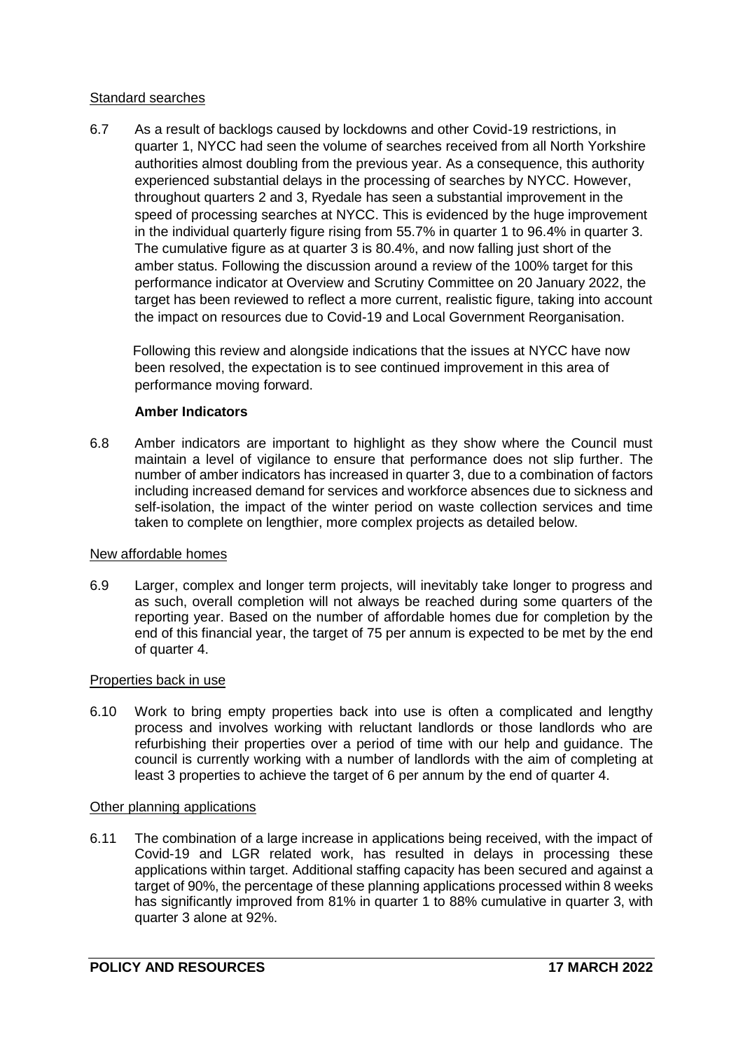Standard searches

6.7 As a result of backlogs caused by lockdowns and other Covid-19 restrictions, in quarter 1, NYCC had seen the volume of searches received from all North Yorkshire authorities almost doubling from the previous year. As a consequence, this authority experienced substantial delays in the processing of searches by NYCC. However, throughout quarters 2 and 3, Ryedale has seen a substantial improvement in the speed of processing searches at NYCC. This is evidenced by the huge improvement in the individual quarterly figure rising from 55.7% in quarter 1 to 96.4% in quarter 3. The cumulative figure as at quarter 3 is 80.4%, and now falling just short of the amber status. Following the discussion around a review of the 100% target for this performance indicator at Overview and Scrutiny Committee on 20 January 2022, the target has been reviewed to reflect a more current, realistic figure, taking into account the impact on resources due to Covid-19 and Local Government Reorganisation.

Following this review and alongside indications that the issues at NYCC have now been resolved, the expectation is to see continued improvement in this area of performance moving forward.

**Amber Indicators**

6.8 Amber indicators are important to highlight as they show where the Council must maintain a level of vigilance to ensure that performance does not slip further. The number of amber indicators has increased in quarter 3, due to a combination of factors including increased demand for services and workforce absences due to sickness and self-isolation, the impact of the winter period on waste collection services and time taken to complete on lengthier, more complex projects as detailed below.

New affordable homes

6.9 Larger, complex and longer term projects, will inevitably take longer to progress and as such, overall completion will not always be reached during some quarters of the reporting year. Based on the number of affordable homes due for completion by the end of this financial year, the target of 75 per annum is expected to be met by the end of quarter 4.

Properties back in use

6.10 Work to bring empty properties back into use is often a complicated and lengthy process and involves working with reluctant landlords or those landlords who are refurbishing their properties over a period of time with our help and guidance. The council is currently working with a number of landlords with the aim of completing at least 3 properties to achieve the target of 6 per annum by the end of quarter 4.

Other planning applications

6.11 The combination of a large increase in applications being received, with the impact of Covid-19 and LGR related work, has resulted in delays in processing these applications within target. Additional staffing capacity has been secured and against a target of 90%, the percentage of these planning applications processed within 8 weeks has significantly improved from 81% in quarter 1 to 88% cumulative in quarter 3, with quarter 3 alone at 92%.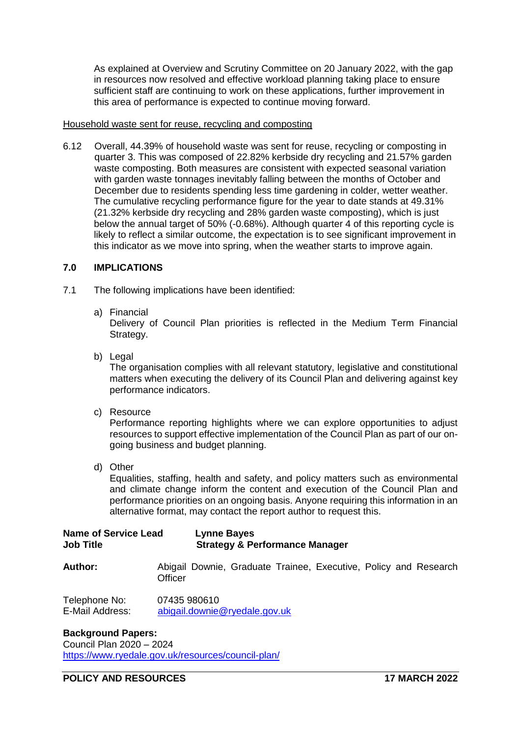As explained at Overview and Scrutiny Committee on 20 January 2022, with the gap in resources now resolved and effective workload planning taking place to ensure sufficient staff are continuing to work on these applications, further improvement in this area of performance is expected to continue moving forward.

Household waste sent for reuse, recycling and composting

6.12 Overall, 44.39% of household waste was sent for reuse, recycling or composting in quarter 3. This was composed of 22.82% kerbside dry recycling and 21.57% garden waste composting. Both measures are consistent with expected seasonal variation with garden waste tonnages inevitably falling between the months of October and December due to residents spending less time gardening in colder, wetter weather. The cumulative recycling performance figure for the year to date stands at 49.31% (21.32% kerbside dry recycling and 28% garden waste composting), which is just below the annual target of 50% (-0.68%). Although quarter 4 of this reporting cycle is likely to reflect a similar outcome, the expectation is to see significant improvement in this indicator as we move into spring, when the weather starts to improve again.

## 7.0 IMPLICATIONS

7.1 The following implications have been identified:

a) Financial
Delivery of Council Plan priorities is reflected in the Medium Term Financial Strategy.

b) Legal
The organisation complies with all relevant statutory, legislative and constitutional matters when executing the delivery of its Council Plan and delivering against key performance indicators.

c) Resource
Performance reporting highlights where we can explore opportunities to adjust resources to support effective implementation of the Council Plan as part of our on-going business and budget planning.

d) Other
Equalities, staffing, health and safety, and policy matters such as environmental and climate change inform the content and execution of the Council Plan and performance priorities on an ongoing basis. Anyone requiring this information in an alternative format, may contact the report author to request this.

**Name of Service Lead** **Lynne Bayes**
**Job Title** **Strategy & Performance Manager**

**Author:** Abigail Downie, Graduate Trainee, Executive, Policy and Research Officer

Telephone No: 07435 980610
E-Mail Address: abigail.downie@ryedale.gov.uk

**Background Papers:**
Council Plan 2020 – 2024
https://www.ryedale.gov.uk/resources/council-plan/